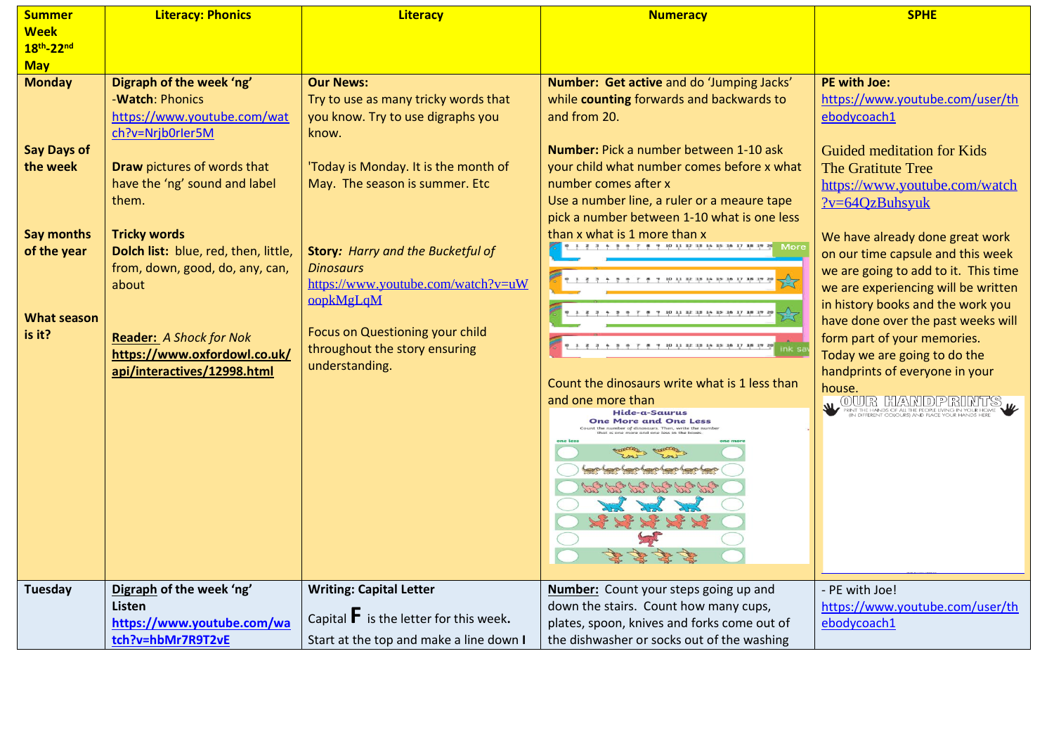| Summer Week 18th-22nd May | Literacy: Phonics | Literacy | Numeracy | SPHE |
|---|---|---|---|---|
| **Monday**<br><br>**Say Days of the week**<br><br>**Say months of the year**<br><br>**What season is it?** | **Digraph of the week 'ng'**<br>-**Watch**: Phonics<br>https://www.youtube.com/watch?v=Nrjb0rIer5M<br><br>**Draw** pictures of words that have the 'ng' sound and label them.<br><br>**Tricky words**<br>**Dolch list:** blue, red, then, little, from, down, good, do, any, can, about<br><br>**Reader:** *A Shock for Nok*<br>**https://www.oxfordowl.co.uk/api/interactives/12998.html** | **Our News:**<br>Try to use as many tricky words that you know. Try to use digraphs you know.<br><br>'Today is Monday. It is the month of May. The season is summer. Etc<br><br>**Story***: Harry and the Bucketful of Dinosaurs*<br>https://www.youtube.com/watch?v=uWoopkMgLqM<br><br>Focus on Questioning your child throughout the story ensuring understanding. | **Number: Get active** and do 'Jumping Jacks' while **counting** forwards and backwards to and from 20.<br><br>**Number:** Pick a number between 1-10 ask your child what number comes before x what number comes after x<br>Use a number line, a ruler or a meaure tape pick a number between 1-10 what is one less than x what is 1 more than x<br><br>Count the dinosaurs write what is 1 less than and one more than<br><br>Hide-a-Saurus<br>One More and One Less<br>Count the number of dinosaurs. Then, write the number that is one more and one less in the boxes. | **PE with Joe:**<br>https://www.youtube.com/user/thebodycoach1<br><br>Guided meditation for Kids<br>The Gratitute Tree<br>https://www.youtube.com/watch?v=64QzBuhsyuk<br><br>We have already done great work on our time capsule and this week we are going to add to it. This time we are experiencing will be written in history books and the work you have done over the past weeks will form part of your memories. Today we are going to do the handprints of everyone in your house.<br><br>OUR HANDPRINTS<br>PRINT THE HANDS OF ALL THE PEOPLE LIVING IN YOUR HOME (IN DIFFERENT COLOURS) AND PLACE YOUR HANDS HERE |
| **Tuesday** | **Digraph of the week 'ng'**<br>**Listen**<br>**https://www.youtube.com/watch?v=hbMr7R9T2vE** | **Writing: Capital Letter**<br>Capital **F** is the letter for this week.<br>Start at the top and make a line down **I** | **Number:** Count your steps going up and down the stairs. Count how many cups, plates, spoon, knives and forks come out of the dishwasher or socks out of the washing | - PE with Joe!<br>https://www.youtube.com/user/thebodycoach1 |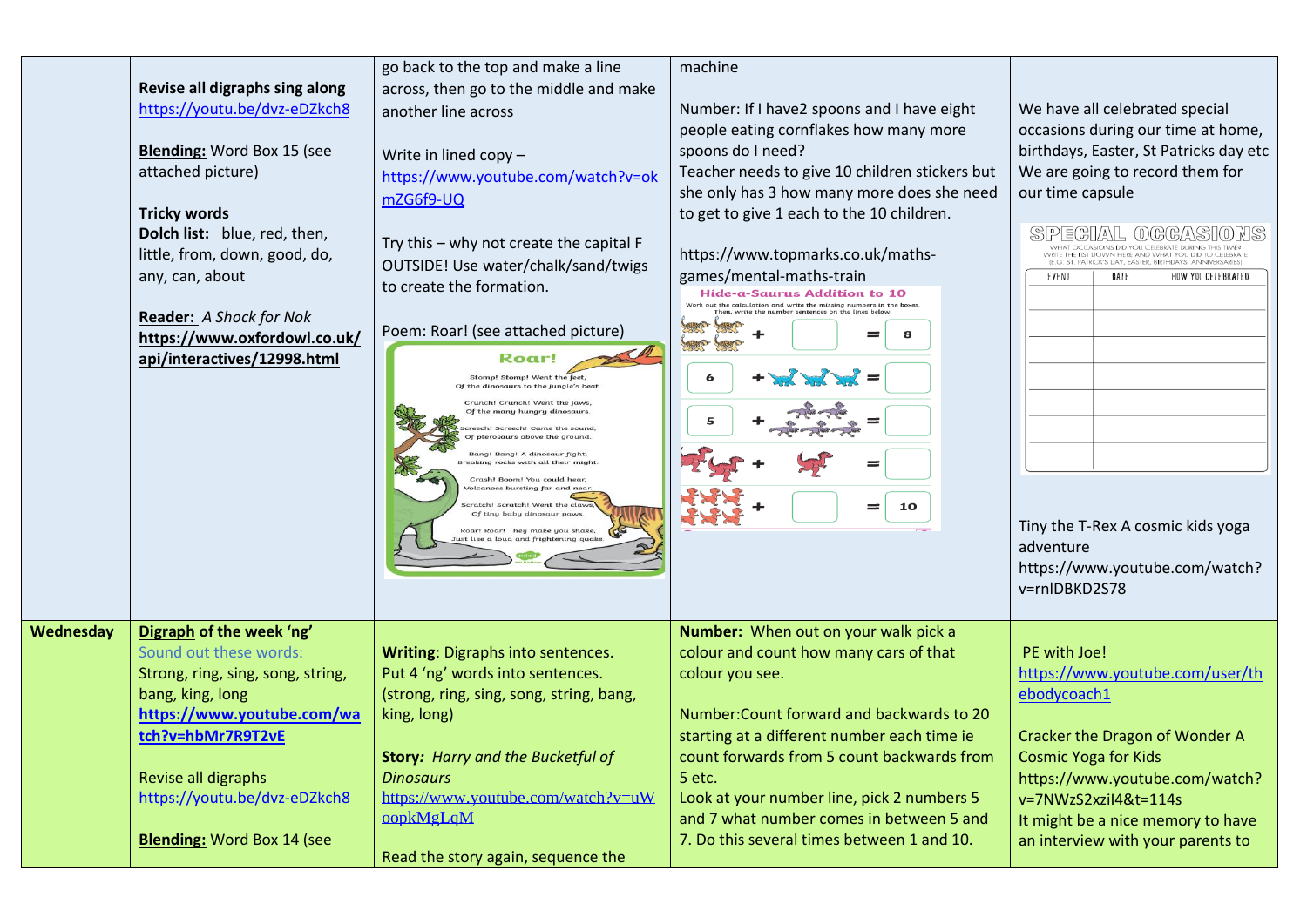| | | | | |
|---|---|---|---|---|
| | **Revise all digraphs sing along** https://youtu.be/dvz-eDZkch8<br><br>**Blending:** Word Box 15 (see attached picture)<br><br>**Tricky words**<br>**Dolch list:** blue, red, then, little, from, down, good, do, any, can, about<br><br>**Reader:** *A Shock for Nok*<br>**https://www.oxfordowl.co.uk/api/interactives/12998.html** | go back to the top and make a line across, then go to the middle and make another line across<br><br>Write in lined copy – https://www.youtube.com/watch?v=okmZG6f9-UQ<br><br>Try this – why not create the capital F OUTSIDE! Use water/chalk/sand/twigs to create the formation.<br><br>Poem: Roar! (see attached picture)<br><br>**Roar!**<br>Stomp! Stomp! Went the feet, Of the dinosaurs to the jungle's beat.<br>Crunch! Crunch! Went the jaws, Of the many hungry dinosaurs.<br>Screech! Screech! Came the sound, Of pterosaurs above the ground.<br>Bang! Bang! A dinosaur fight, Breaking rocks with all their might.<br>Crash! Boom! You could hear, Volcanoes bursting far and near.<br>Scratch! Scratch! Went the claws, Of tiny baby dinosaur paws.<br>Roar! Roar! They make you shake, Just like a loud and frightening quake. | machine<br><br>Number: If I have2 spoons and I have eight people eating cornflakes how many more spoons do I need?<br>Teacher needs to give 10 children stickers but she only has 3 how many more does she need to get to give 1 each to the 10 children.<br><br>https://www.topmarks.co.uk/maths-games/mental-maths-train<br><br>**Hide-a-Saurus Addition to 10**<br>Work out the calculation and write the missing numbers in the boxes. Then, write the number sentences on the lines below.<br>+ ☐ = 8<br>6 + ☐ = ☐<br>5 + ☐ = ☐<br>☐ + ☐ = ☐<br>☐ + ☐ = 10 | We have all celebrated special occasions during our time at home, birthdays, Easter, St Patricks day etc We are going to record them for our time capsule<br><br>**SPECIAL OCCASIONS**<br>WHAT OCCASIONS DID YOU CELEBRATE DURING THIS TIME? WRITE THE LIST DOWN HERE AND WHAT YOU DID TO CELEBRATE (E.G. ST. PATRICK'S DAY, EASTER, BIRTHDAYS, ANNIVERSARIES)<br>EVENT / DATE / HOW YOU CELEBRATED<br><br>Tiny the T-Rex A cosmic kids yoga adventure<br>https://www.youtube.com/watch?v=rnlDBKD2S78 |
| **Wednesday** | **Digraph of the week 'ng'**<br>Sound out these words:<br>Strong, ring, sing, song, string, bang, king, long<br>**https://www.youtube.com/watch?v=hbMr7R9T2vE**<br><br>Revise all digraphs https://youtu.be/dvz-eDZkch8<br><br>**Blending:** Word Box 14 (see | **Writing**: Digraphs into sentences.<br>Put 4 'ng' words into sentences. (strong, ring, sing, song, string, bang, king, long)<br><br>**Story:** *Harry and the Bucketful of Dinosaurs*<br>https://www.youtube.com/watch?v=uWoopkMgLqM<br><br>Read the story again, sequence the | **Number:** When out on your walk pick a colour and count how many cars of that colour you see.<br><br>Number:Count forward and backwards to 20 starting at a different number each time ie count forwards from 5 count backwards from 5 etc.<br>Look at your number line, pick 2 numbers 5 and 7 what number comes in between 5 and 7. Do this several times between 1 and 10. | PE with Joe!<br>https://www.youtube.com/user/thebodycoach1<br><br>Cracker the Dragon of Wonder A Cosmic Yoga for Kids<br>https://www.youtube.com/watch?v=7NWzS2xziI4&t=114s<br>It might be a nice memory to have an interview with your parents to |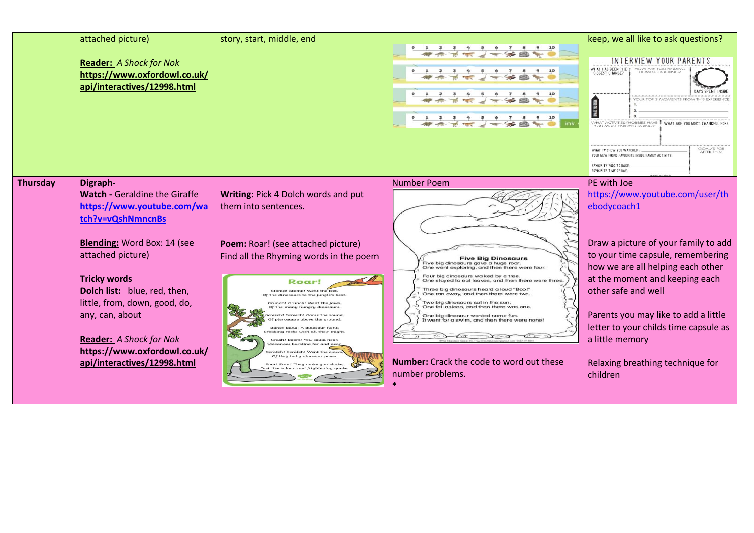| | | | | |
|---|---|---|---|---|
| | attached picture)<br><br>**Reader:** *A Shock for Nok*<br>**https://www.oxfordowl.co.uk/api/interactives/12998.html** | story, start, middle, end | | keep, we all like to ask questions? |
| **Thursday** | **Digraph-**<br>**Watch -** Geraldine the Giraffe<br>**https://www.youtube.com/watch?v=vQshNmncnBs**<br><br>**Blending:** Word Box: 14 (see attached picture)<br><br>**Tricky words**<br>**Dolch list:** blue, red, then, little, from, down, good, do, any, can, about<br><br>**Reader:** *A Shock for Nok*<br>**https://www.oxfordowl.co.uk/api/interactives/12998.html** | **Writing:** Pick 4 Dolch words and put them into sentences.<br><br>**Poem:** Roar! (see attached picture)<br>Find all the Rhyming words in the poem | Number Poem<br><br>**Number:** Crack the code to word out these number problems.<br>* | PE with Joe<br>https://www.youtube.com/user/thebodycoach1<br><br>Draw a picture of your family to add to your time capsule, remembering how we are all helping each other at the moment and keeping each other safe and well<br><br>Parents you may like to add a little letter to your childs time capsule as a little memory<br><br>Relaxing breathing technique for children |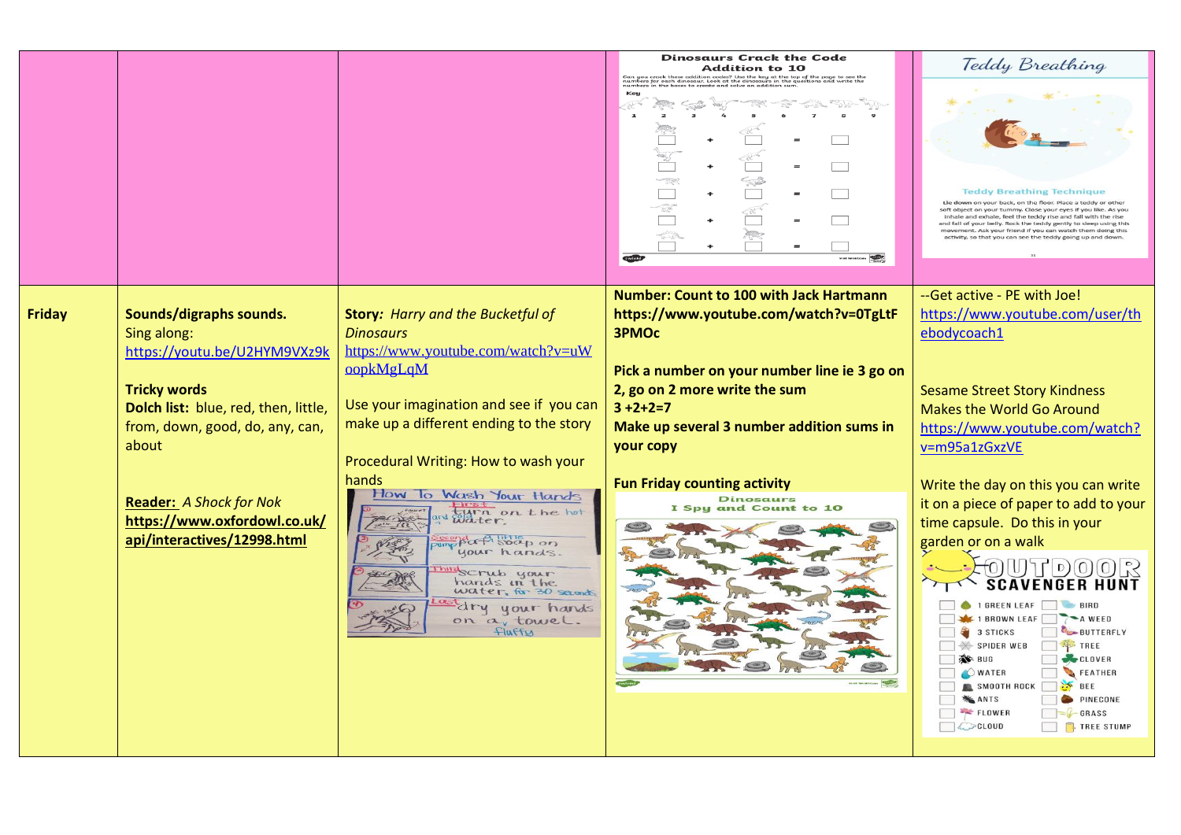| | | | | |
|---|---|---|---|---|
| | | | Dinosaurs Crack the Code Addition to 10<br>Can you crack these addition codes? Use the key at the top of the page to see the numbers for each dinosaur. Look at the dinosaurs in the questions and write the numbers in the boxes to create and solve an addition sum.<br>Key<br>1 2 3 4 5 6 7 8 9 | Teddy Breathing<br>Teddy Breathing Technique<br>Lie down on your back, on the floor. Place a teddy or other soft object on your tummy. Close your eyes if you like. As you inhale and exhale, feel the teddy rise and fall with the rise and fall of your belly. Rock the teddy gently to sleep using this movement. Ask your friend if you can watch them doing this activity, so that you can see the teddy going up and down. |
| **Friday** | **Sounds/digraphs sounds.**<br>Sing along:<br>https://youtu.be/U2HYM9VXz9k<br><br>**Tricky words**<br>**Dolch list:** blue, red, then, little, from, down, good, do, any, can, about<br><br>**Reader:** *A Shock for Nok*<br>**https://www.oxfordowl.co.uk/api/interactives/12998.html** | **Story:** *Harry and the Bucketful of Dinosaurs*<br>https://www.youtube.com/watch?v=uWoopkMgLqM<br><br>Use your imagination and see if you can make up a different ending to the story<br><br>Procedural Writing: How to wash your hands<br>How To Wash Your Hands<br>First turn on the hot and cold water.<br>Second pump a little soap on your hands.<br>Third scrub your hands in the water for 30 seconds<br>Last dry your hands on a fluffy towel. | **Number: Count to 100 with Jack Hartmann**<br>**https://www.youtube.com/watch?v=0TgLtF3PMOc**<br><br>**Pick a number on your number line ie 3 go on 2, go on 2 more write the sum**<br>**3 +2+2=7**<br>**Make up several 3 number addition sums in your copy**<br><br>**Fun Friday counting activity**<br>Dinosaurs I Spy and Count to 10 | --Get active - PE with Joe!<br>https://www.youtube.com/user/thebodycoach1<br><br>Sesame Street Story Kindness Makes the World Go Around<br>https://www.youtube.com/watch?v=m95a1zGxzVE<br><br>Write the day on this you can write it on a piece of paper to add to your time capsule. Do this in your garden or on a walk<br>OUTDOOR SCAVENGER HUNT<br>1 GREEN LEAF, BIRD, 1 BROWN LEAF, A WEED, 3 STICKS, BUTTERFLY, SPIDER WEB, TREE, BUG, CLOVER, WATER, FEATHER, SMOOTH ROCK, BEE, ANTS, PINECONE, FLOWER, GRASS, CLOUD, TREE STUMP |